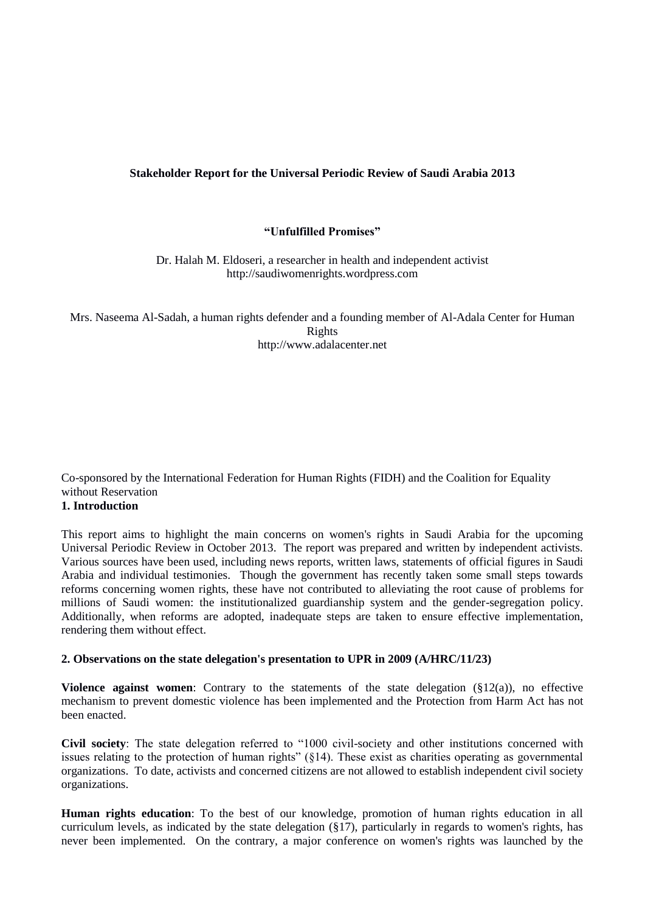**Stakeholder Report for the Universal Periodic Review of Saudi Arabia 2013**

**"Unfulfilled Promises"**

Dr. Halah M. Eldoseri, a researcher in health and independent activist
http://saudiwomenrights.wordpress.com

Mrs. Naseema Al-Sadah, a human rights defender and a founding member of Al-Adala Center for Human Rights
http://www.adalacenter.net

Co-sponsored by the International Federation for Human Rights (FIDH) and the Coalition for Equality without Reservation

## 1. Introduction

This report aims to highlight the main concerns on women's rights in Saudi Arabia for the upcoming Universal Periodic Review in October 2013. The report was prepared and written by independent activists. Various sources have been used, including news reports, written laws, statements of official figures in Saudi Arabia and individual testimonies. Though the government has recently taken some small steps towards reforms concerning women rights, these have not contributed to alleviating the root cause of problems for millions of Saudi women: the institutionalized guardianship system and the gender-segregation policy. Additionally, when reforms are adopted, inadequate steps are taken to ensure effective implementation, rendering them without effect.

## 2. Observations on the state delegation's presentation to UPR in 2009 (A/HRC/11/23)

**Violence against women**: Contrary to the statements of the state delegation (§12(a)), no effective mechanism to prevent domestic violence has been implemented and the Protection from Harm Act has not been enacted.

**Civil society**: The state delegation referred to "1000 civil-society and other institutions concerned with issues relating to the protection of human rights" (§14). These exist as charities operating as governmental organizations. To date, activists and concerned citizens are not allowed to establish independent civil society organizations.

**Human rights education**: To the best of our knowledge, promotion of human rights education in all curriculum levels, as indicated by the state delegation (§17), particularly in regards to women's rights, has never been implemented. On the contrary, a major conference on women's rights was launched by the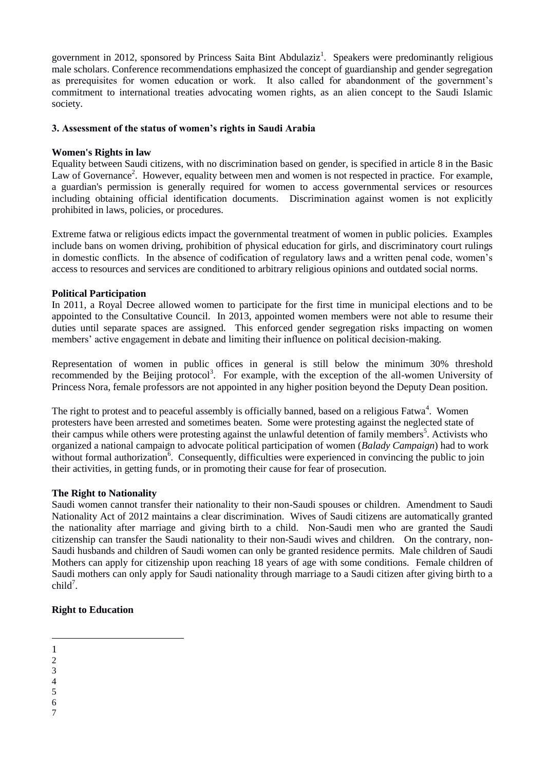government in 2012, sponsored by Princess Saita Bint Abdulaziz[1]. Speakers were predominantly religious male scholars. Conference recommendations emphasized the concept of guardianship and gender segregation as prerequisites for women education or work. It also called for abandonment of the government's commitment to international treaties advocating women rights, as an alien concept to the Saudi Islamic society.

### 3. Assessment of the status of women's rights in Saudi Arabia

**Women's Rights in law**

Equality between Saudi citizens, with no discrimination based on gender, is specified in article 8 in the Basic Law of Governance[2]. However, equality between men and women is not respected in practice. For example, a guardian's permission is generally required for women to access governmental services or resources including obtaining official identification documents. Discrimination against women is not explicitly prohibited in laws, policies, or procedures.

Extreme fatwa or religious edicts impact the governmental treatment of women in public policies. Examples include bans on women driving, prohibition of physical education for girls, and discriminatory court rulings in domestic conflicts. In the absence of codification of regulatory laws and a written penal code, women's access to resources and services are conditioned to arbitrary religious opinions and outdated social norms.

**Political Participation**

In 2011, a Royal Decree allowed women to participate for the first time in municipal elections and to be appointed to the Consultative Council. In 2013, appointed women members were not able to resume their duties until separate spaces are assigned. This enforced gender segregation risks impacting on women members' active engagement in debate and limiting their influence on political decision-making.

Representation of women in public offices in general is still below the minimum 30% threshold recommended by the Beijing protocol[3]. For example, with the exception of the all-women University of Princess Nora, female professors are not appointed in any higher position beyond the Deputy Dean position.

The right to protest and to peaceful assembly is officially banned, based on a religious Fatwa[4]. Women protesters have been arrested and sometimes beaten. Some were protesting against the neglected state of their campus while others were protesting against the unlawful detention of family members[5]. Activists who organized a national campaign to advocate political participation of women (*Balady Campaign*) had to work without formal authorization[6]. Consequently, difficulties were experienced in convincing the public to join their activities, in getting funds, or in promoting their cause for fear of prosecution.

**The Right to Nationality**

Saudi women cannot transfer their nationality to their non-Saudi spouses or children. Amendment to Saudi Nationality Act of 2012 maintains a clear discrimination. Wives of Saudi citizens are automatically granted the nationality after marriage and giving birth to a child. Non-Saudi men who are granted the Saudi citizenship can transfer the Saudi nationality to their non-Saudi wives and children. On the contrary, non-Saudi husbands and children of Saudi women can only be granted residence permits. Male children of Saudi Mothers can apply for citizenship upon reaching 18 years of age with some conditions. Female children of Saudi mothers can only apply for Saudi nationality through marriage to a Saudi citizen after giving birth to a child[7].

**Right to Education**

---

1
2
3
4
5
6
7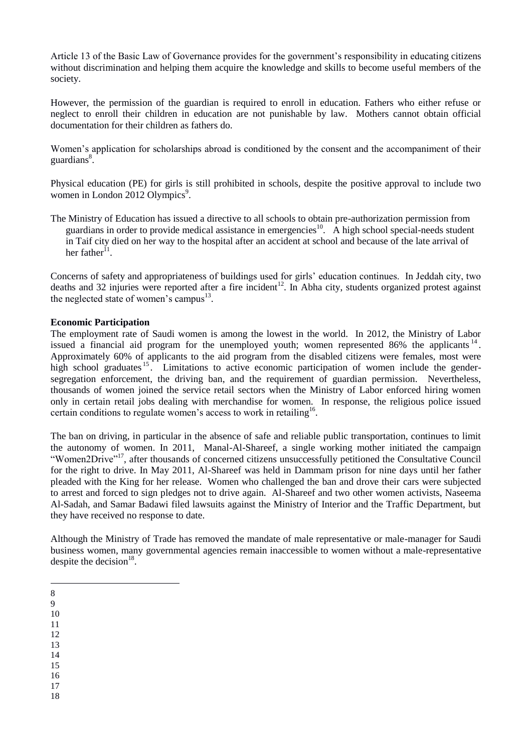Article 13 of the Basic Law of Governance provides for the government's responsibility in educating citizens without discrimination and helping them acquire the knowledge and skills to become useful members of the society.

However, the permission of the guardian is required to enroll in education. Fathers who either refuse or neglect to enroll their children in education are not punishable by law. Mothers cannot obtain official documentation for their children as fathers do.

Women's application for scholarships abroad is conditioned by the consent and the accompaniment of their guardians[8].

Physical education (PE) for girls is still prohibited in schools, despite the positive approval to include two women in London 2012 Olympics[9].

The Ministry of Education has issued a directive to all schools to obtain pre-authorization permission from guardians in order to provide medical assistance in emergencies[10]. A high school special-needs student in Taif city died on her way to the hospital after an accident at school and because of the late arrival of her father[11].

Concerns of safety and appropriateness of buildings used for girls' education continues. In Jeddah city, two deaths and 32 injuries were reported after a fire incident[12]. In Abha city, students organized protest against the neglected state of women's campus[13].

**Economic Participation**

The employment rate of Saudi women is among the lowest in the world. In 2012, the Ministry of Labor issued a financial aid program for the unemployed youth; women represented 86% the applicants[14]. Approximately 60% of applicants to the aid program from the disabled citizens were females, most were high school graduates[15]. Limitations to active economic participation of women include the gender-segregation enforcement, the driving ban, and the requirement of guardian permission. Nevertheless, thousands of women joined the service retail sectors when the Ministry of Labor enforced hiring women only in certain retail jobs dealing with merchandise for women. In response, the religious police issued certain conditions to regulate women's access to work in retailing[16].

The ban on driving, in particular in the absence of safe and reliable public transportation, continues to limit the autonomy of women. In 2011, Manal-Al-Shareef, a single working mother initiated the campaign "Women2Drive"[17], after thousands of concerned citizens unsuccessfully petitioned the Consultative Council for the right to drive. In May 2011, Al-Shareef was held in Dammam prison for nine days until her father pleaded with the King for her release. Women who challenged the ban and drove their cars were subjected to arrest and forced to sign pledges not to drive again. Al-Shareef and two other women activists, Naseema Al-Sadah, and Samar Badawi filed lawsuits against the Ministry of Interior and the Traffic Department, but they have received no response to date.

Although the Ministry of Trade has removed the mandate of male representative or male-manager for Saudi business women, many governmental agencies remain inaccessible to women without a male-representative despite the decision[18].

---

8
9
10
11
12
13
14
15
16
17
18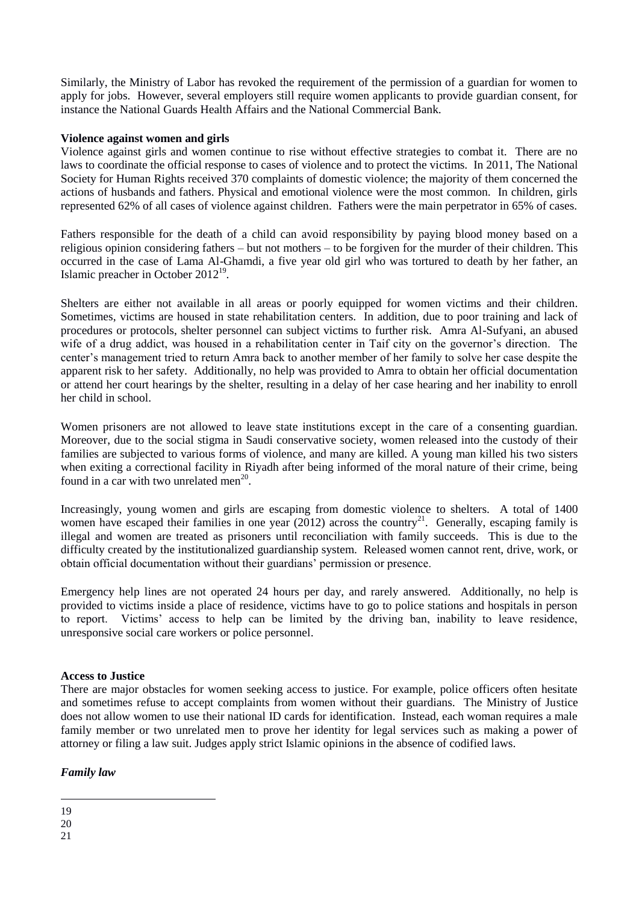Similarly, the Ministry of Labor has revoked the requirement of the permission of a guardian for women to apply for jobs. However, several employers still require women applicants to provide guardian consent, for instance the National Guards Health Affairs and the National Commercial Bank.

**Violence against women and girls**

Violence against girls and women continue to rise without effective strategies to combat it. There are no laws to coordinate the official response to cases of violence and to protect the victims. In 2011, The National Society for Human Rights received 370 complaints of domestic violence; the majority of them concerned the actions of husbands and fathers. Physical and emotional violence were the most common. In children, girls represented 62% of all cases of violence against children. Fathers were the main perpetrator in 65% of cases.

Fathers responsible for the death of a child can avoid responsibility by paying blood money based on a religious opinion considering fathers – but not mothers – to be forgiven for the murder of their children. This occurred in the case of Lama Al-Ghamdi, a five year old girl who was tortured to death by her father, an Islamic preacher in October 2012[19].

Shelters are either not available in all areas or poorly equipped for women victims and their children. Sometimes, victims are housed in state rehabilitation centers. In addition, due to poor training and lack of procedures or protocols, shelter personnel can subject victims to further risk. Amra Al-Sufyani, an abused wife of a drug addict, was housed in a rehabilitation center in Taif city on the governor's direction. The center's management tried to return Amra back to another member of her family to solve her case despite the apparent risk to her safety. Additionally, no help was provided to Amra to obtain her official documentation or attend her court hearings by the shelter, resulting in a delay of her case hearing and her inability to enroll her child in school.

Women prisoners are not allowed to leave state institutions except in the care of a consenting guardian. Moreover, due to the social stigma in Saudi conservative society, women released into the custody of their families are subjected to various forms of violence, and many are killed. A young man killed his two sisters when exiting a correctional facility in Riyadh after being informed of the moral nature of their crime, being found in a car with two unrelated men[20].

Increasingly, young women and girls are escaping from domestic violence to shelters. A total of 1400 women have escaped their families in one year (2012) across the country[21]. Generally, escaping family is illegal and women are treated as prisoners until reconciliation with family succeeds. This is due to the difficulty created by the institutionalized guardianship system. Released women cannot rent, drive, work, or obtain official documentation without their guardians' permission or presence.

Emergency help lines are not operated 24 hours per day, and rarely answered. Additionally, no help is provided to victims inside a place of residence, victims have to go to police stations and hospitals in person to report. Victims' access to help can be limited by the driving ban, inability to leave residence, unresponsive social care workers or police personnel.

**Access to Justice**

There are major obstacles for women seeking access to justice. For example, police officers often hesitate and sometimes refuse to accept complaints from women without their guardians. The Ministry of Justice does not allow women to use their national ID cards for identification. Instead, each woman requires a male family member or two unrelated men to prove her identity for legal services such as making a power of attorney or filing a law suit. Judges apply strict Islamic opinions in the absence of codified laws.

***Family law***

---

19

20

21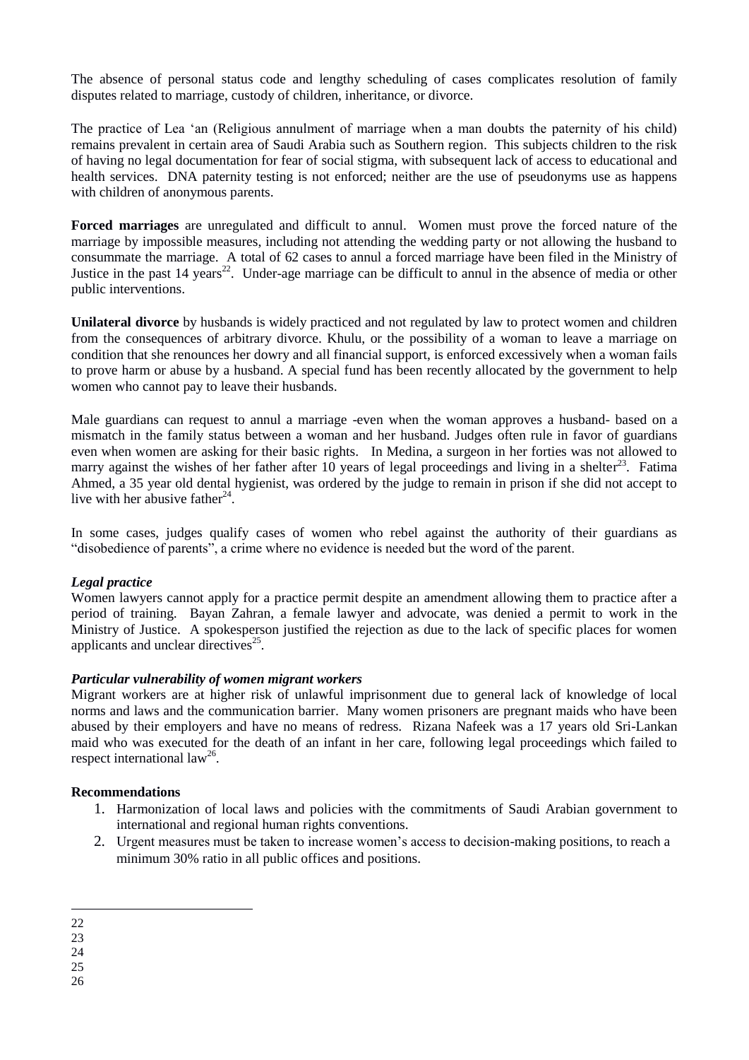The absence of personal status code and lengthy scheduling of cases complicates resolution of family disputes related to marriage, custody of children, inheritance, or divorce.

The practice of Lea 'an (Religious annulment of marriage when a man doubts the paternity of his child) remains prevalent in certain area of Saudi Arabia such as Southern region. This subjects children to the risk of having no legal documentation for fear of social stigma, with subsequent lack of access to educational and health services. DNA paternity testing is not enforced; neither are the use of pseudonyms use as happens with children of anonymous parents.

**Forced marriages** are unregulated and difficult to annul. Women must prove the forced nature of the marriage by impossible measures, including not attending the wedding party or not allowing the husband to consummate the marriage. A total of 62 cases to annul a forced marriage have been filed in the Ministry of Justice in the past 14 years[22]. Under-age marriage can be difficult to annul in the absence of media or other public interventions.

**Unilateral divorce** by husbands is widely practiced and not regulated by law to protect women and children from the consequences of arbitrary divorce. Khulu, or the possibility of a woman to leave a marriage on condition that she renounces her dowry and all financial support, is enforced excessively when a woman fails to prove harm or abuse by a husband. A special fund has been recently allocated by the government to help women who cannot pay to leave their husbands.

Male guardians can request to annul a marriage -even when the woman approves a husband- based on a mismatch in the family status between a woman and her husband. Judges often rule in favor of guardians even when women are asking for their basic rights. In Medina, a surgeon in her forties was not allowed to marry against the wishes of her father after 10 years of legal proceedings and living in a shelter[23]. Fatima Ahmed, a 35 year old dental hygienist, was ordered by the judge to remain in prison if she did not accept to live with her abusive father[24].

In some cases, judges qualify cases of women who rebel against the authority of their guardians as "disobedience of parents", a crime where no evidence is needed but the word of the parent.

***Legal practice***

Women lawyers cannot apply for a practice permit despite an amendment allowing them to practice after a period of training. Bayan Zahran, a female lawyer and advocate, was denied a permit to work in the Ministry of Justice. A spokesperson justified the rejection as due to the lack of specific places for women applicants and unclear directives[25].

***Particular vulnerability of women migrant workers***

Migrant workers are at higher risk of unlawful imprisonment due to general lack of knowledge of local norms and laws and the communication barrier. Many women prisoners are pregnant maids who have been abused by their employers and have no means of redress. Rizana Nafeek was a 17 years old Sri-Lankan maid who was executed for the death of an infant in her care, following legal proceedings which failed to respect international law[26].

**Recommendations**

1. Harmonization of local laws and policies with the commitments of Saudi Arabian government to international and regional human rights conventions.
2. Urgent measures must be taken to increase women's access to decision-making positions, to reach a minimum 30% ratio in all public offices and positions.

---

22

23

24

25

26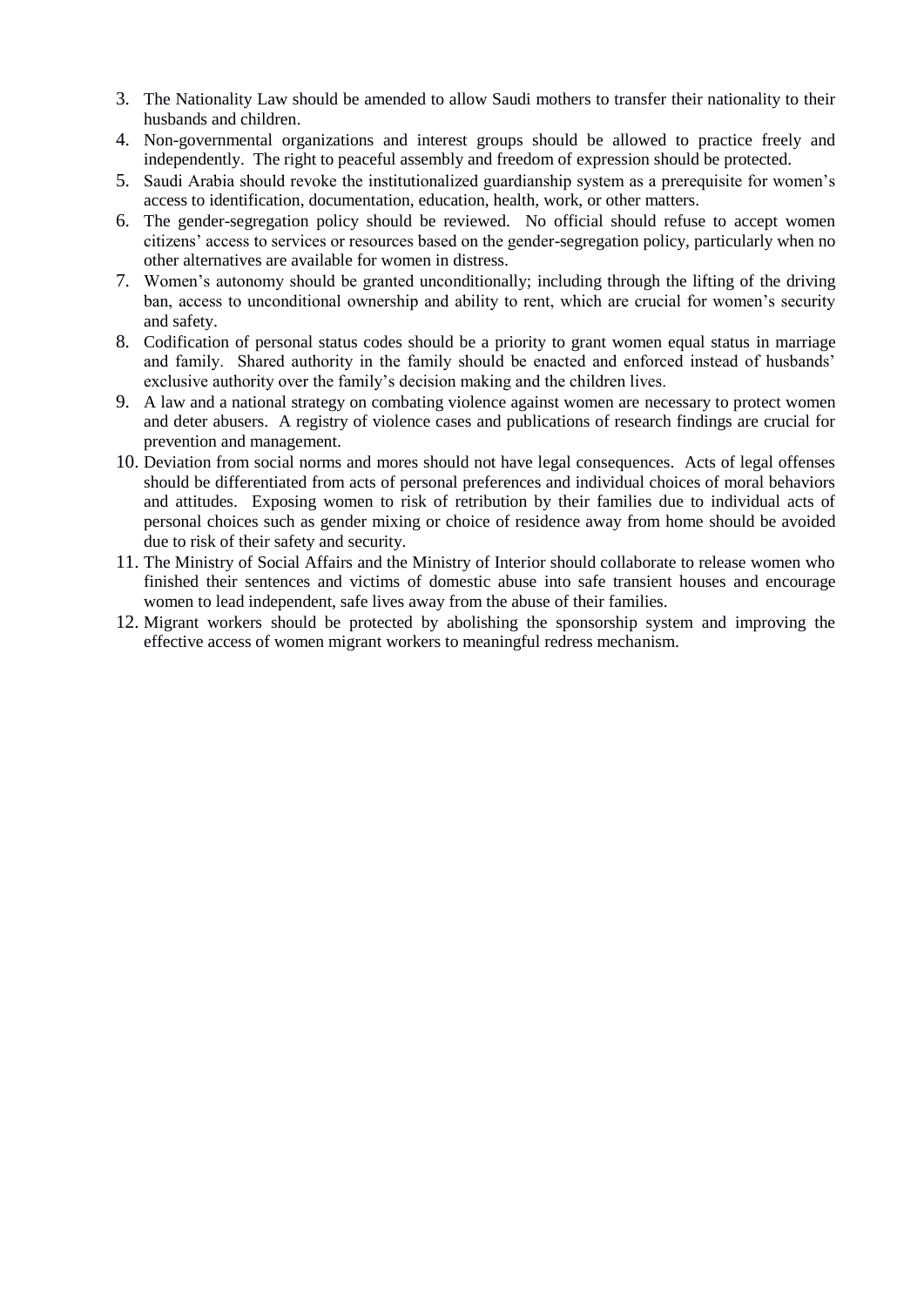3. The Nationality Law should be amended to allow Saudi mothers to transfer their nationality to their husbands and children.
4. Non-governmental organizations and interest groups should be allowed to practice freely and independently. The right to peaceful assembly and freedom of expression should be protected.
5. Saudi Arabia should revoke the institutionalized guardianship system as a prerequisite for women's access to identification, documentation, education, health, work, or other matters.
6. The gender-segregation policy should be reviewed. No official should refuse to accept women citizens' access to services or resources based on the gender-segregation policy, particularly when no other alternatives are available for women in distress.
7. Women's autonomy should be granted unconditionally; including through the lifting of the driving ban, access to unconditional ownership and ability to rent, which are crucial for women's security and safety.
8. Codification of personal status codes should be a priority to grant women equal status in marriage and family. Shared authority in the family should be enacted and enforced instead of husbands' exclusive authority over the family's decision making and the children lives.
9. A law and a national strategy on combating violence against women are necessary to protect women and deter abusers. A registry of violence cases and publications of research findings are crucial for prevention and management.
10. Deviation from social norms and mores should not have legal consequences. Acts of legal offenses should be differentiated from acts of personal preferences and individual choices of moral behaviors and attitudes. Exposing women to risk of retribution by their families due to individual acts of personal choices such as gender mixing or choice of residence away from home should be avoided due to risk of their safety and security.
11. The Ministry of Social Affairs and the Ministry of Interior should collaborate to release women who finished their sentences and victims of domestic abuse into safe transient houses and encourage women to lead independent, safe lives away from the abuse of their families.
12. Migrant workers should be protected by abolishing the sponsorship system and improving the effective access of women migrant workers to meaningful redress mechanism.